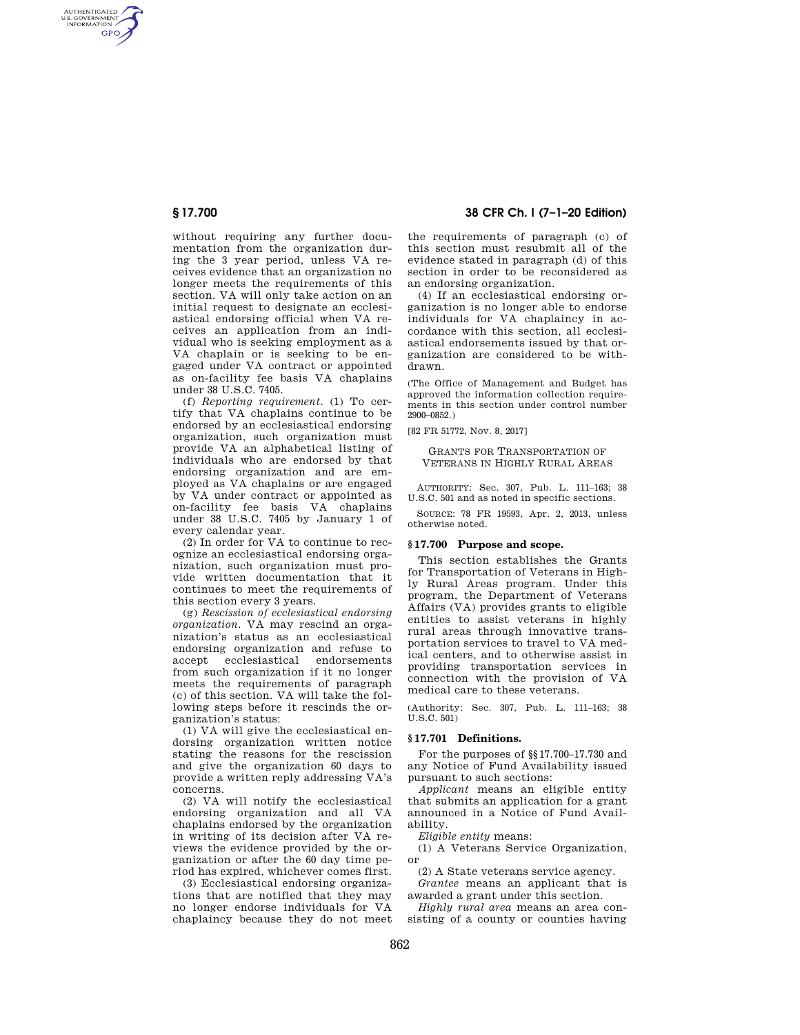without requiring any further documentation from the organization during the 3 year period, unless VA receives evidence that an organization no longer meets the requirements of this section. VA will only take action on an initial request to designate an ecclesiastical endorsing official when VA receives an application from an individual who is seeking employment as a VA chaplain or is seeking to be engaged under VA contract or appointed as on-facility fee basis VA chaplains under 38 U.S.C. 7405.

(f) *Reporting requirement.* (1) To certify that VA chaplains continue to be endorsed by an ecclesiastical endorsing organization, such organization must provide VA an alphabetical listing of individuals who are endorsed by that endorsing organization and are employed as VA chaplains or are engaged by VA under contract or appointed as on-facility fee basis VA chaplains under 38 U.S.C. 7405 by January 1 of every calendar year.

(2) In order for VA to continue to recognize an ecclesiastical endorsing organization, such organization must provide written documentation that it continues to meet the requirements of this section every 3 years.

(g) *Rescission of ecclesiastical endorsing organization.* VA may rescind an organization's status as an ecclesiastical endorsing organization and refuse to accept ecclesiastical endorsements from such organization if it no longer meets the requirements of paragraph (c) of this section. VA will take the following steps before it rescinds the organization's status:

(1) VA will give the ecclesiastical endorsing organization written notice stating the reasons for the rescission and give the organization 60 days to provide a written reply addressing VA's concerns.

(2) VA will notify the ecclesiastical endorsing organization and all VA chaplains endorsed by the organization in writing of its decision after VA reviews the evidence provided by the organization or after the 60 day time period has expired, whichever comes first.

(3) Ecclesiastical endorsing organizations that are notified that they may no longer endorse individuals for VA chaplaincy because they do not meet the requirements of paragraph (c) of this section must resubmit all of the evidence stated in paragraph (d) of this section in order to be reconsidered as an endorsing organization.

(4) If an ecclesiastical endorsing organization is no longer able to endorse individuals for VA chaplaincy in accordance with this section, all ecclesiastical endorsements issued by that organization are considered to be withdrawn.

(The Office of Management and Budget has approved the information collection requirements in this section under control number 2900–0852.)

[82 FR 51772, Nov. 8, 2017]

## Grants for Transportation of Veterans in Highly Rural Areas

AUTHORITY: Sec. 307, Pub. L. 111–163; 38 U.S.C. 501 and as noted in specific sections.

SOURCE: 78 FR 19593, Apr. 2, 2013, unless otherwise noted.

### § 17.700 Purpose and scope.

This section establishes the Grants for Transportation of Veterans in Highly Rural Areas program. Under this program, the Department of Veterans Affairs (VA) provides grants to eligible entities to assist veterans in highly rural areas through innovative transportation services to travel to VA medical centers, and to otherwise assist in providing transportation services in connection with the provision of VA medical care to these veterans.

(Authority: Sec. 307, Pub. L. 111–163; 38 U.S.C. 501)

### § 17.701 Definitions.

For the purposes of §§ 17.700–17.730 and any Notice of Fund Availability issued pursuant to such sections:

*Applicant* means an eligible entity that submits an application for a grant announced in a Notice of Fund Availability.

*Eligible entity* means:

(1) A Veterans Service Organization, or

(2) A State veterans service agency.

*Grantee* means an applicant that is awarded a grant under this section.

*Highly rural area* means an area consisting of a county or counties having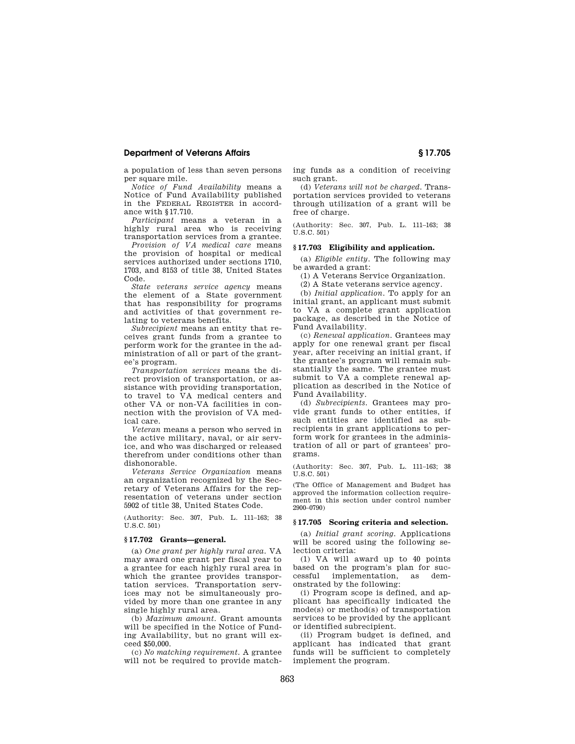a population of less than seven persons per square mile.

*Notice of Fund Availability* means a Notice of Fund Availability published in the FEDERAL REGISTER in accordance with §17.710.

*Participant* means a veteran in a highly rural area who is receiving transportation services from a grantee.

*Provision of VA medical care* means the provision of hospital or medical services authorized under sections 1710, 1703, and 8153 of title 38, United States Code.

*State veterans service agency* means the element of a State government that has responsibility for programs and activities of that government relating to veterans benefits.

*Subrecipient* means an entity that receives grant funds from a grantee to perform work for the grantee in the administration of all or part of the grantee's program.

*Transportation services* means the direct provision of transportation, or assistance with providing transportation, to travel to VA medical centers and other VA or non-VA facilities in connection with the provision of VA medical care.

*Veteran* means a person who served in the active military, naval, or air service, and who was discharged or released therefrom under conditions other than dishonorable.

*Veterans Service Organization* means an organization recognized by the Secretary of Veterans Affairs for the representation of veterans under section 5902 of title 38, United States Code.

(Authority: Sec. 307, Pub. L. 111–163; 38 U.S.C. 501)

### § 17.702 Grants—general.

(a) *One grant per highly rural area.* VA may award one grant per fiscal year to a grantee for each highly rural area in which the grantee provides transportation services. Transportation services may not be simultaneously provided by more than one grantee in any single highly rural area.

(b) *Maximum amount.* Grant amounts will be specified in the Notice of Funding Availability, but no grant will exceed $50,000.

(c) *No matching requirement.* A grantee will not be required to provide matching funds as a condition of receiving such grant.

(d) *Veterans will not be charged.* Transportation services provided to veterans through utilization of a grant will be free of charge.

(Authority: Sec. 307, Pub. L. 111–163; 38 U.S.C. 501)

### § 17.703 Eligibility and application.

(a) *Eligible entity.* The following may be awarded a grant:

(1) A Veterans Service Organization.

(2) A State veterans service agency.

(b) *Initial application.* To apply for an initial grant, an applicant must submit to VA a complete grant application package, as described in the Notice of Fund Availability.

(c) *Renewal application.* Grantees may apply for one renewal grant per fiscal year, after receiving an initial grant, if the grantee's program will remain substantially the same. The grantee must submit to VA a complete renewal application as described in the Notice of Fund Availability.

(d) *Subrecipients.* Grantees may provide grant funds to other entities, if such entities are identified as subrecipients in grant applications to perform work for grantees in the administration of all or part of grantees' programs.

(Authority: Sec. 307, Pub. L. 111–163; 38 U.S.C. 501)

(The Office of Management and Budget has approved the information collection requirement in this section under control number 2900–0790)

### § 17.705 Scoring criteria and selection.

(a) *Initial grant scoring.* Applications will be scored using the following selection criteria:

(1) VA will award up to 40 points based on the program's plan for successful implementation, as demonstrated by the following:

(i) Program scope is defined, and applicant has specifically indicated the mode(s) or method(s) of transportation services to be provided by the applicant or identified subrecipient.

(ii) Program budget is defined, and applicant has indicated that grant funds will be sufficient to completely implement the program.